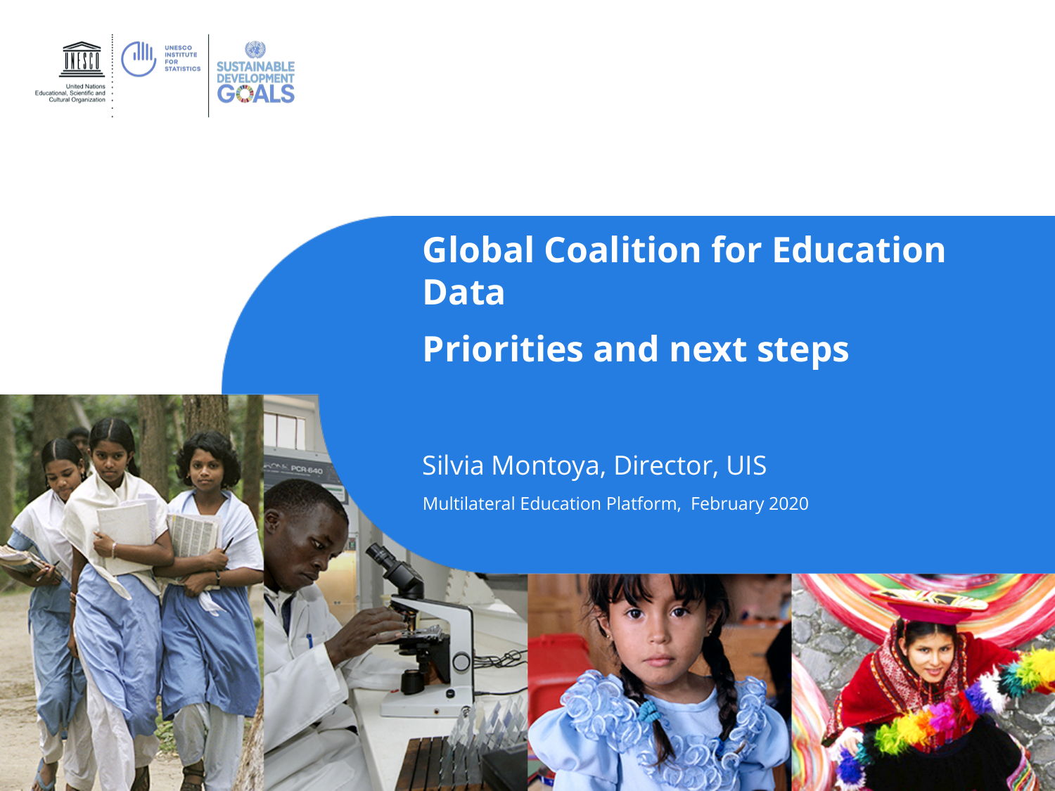# Global Coalition for Education Data

## Priorities and next steps

Silvia Montoya, Director, UIS

Multilateral Education Platform, February 2020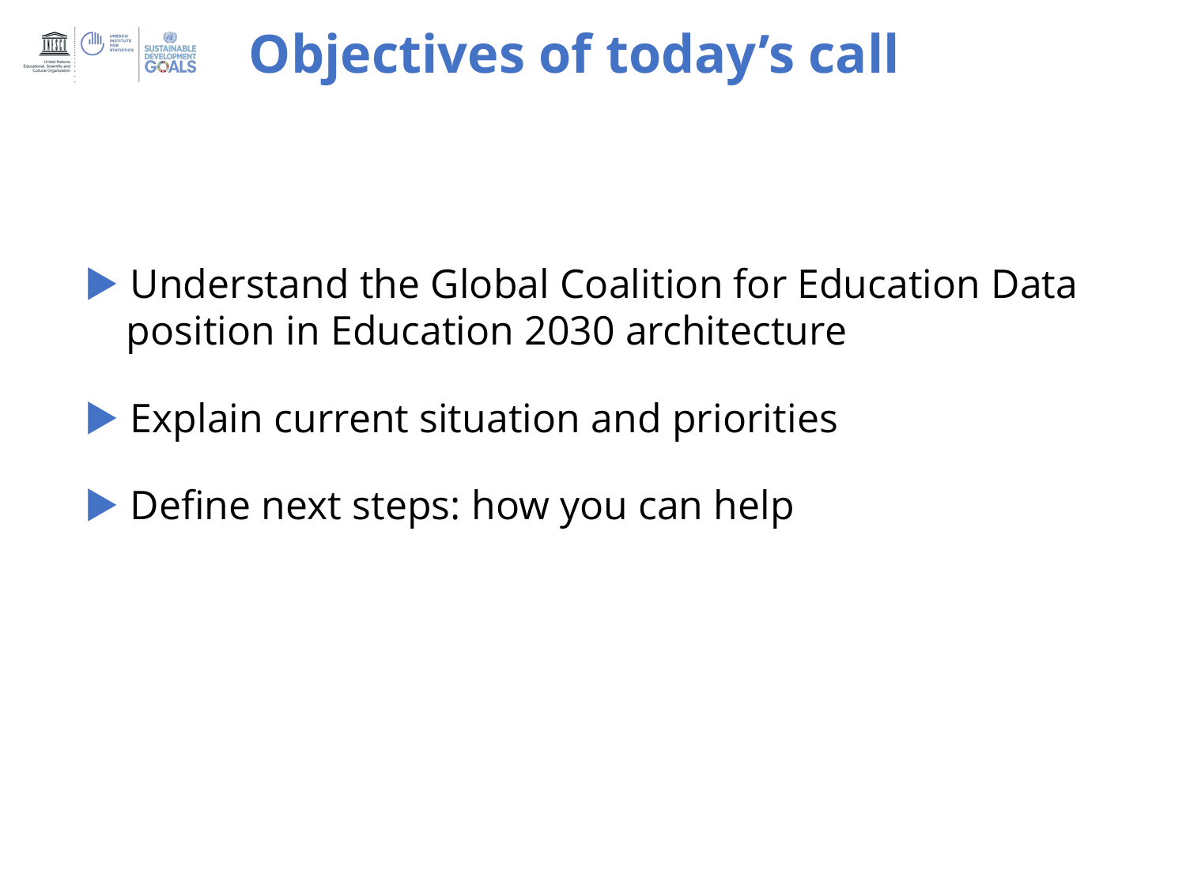# Objectives of today's call

- Understand the Global Coalition for Education Data position in Education 2030 architecture
- Explain current situation and priorities
- Define next steps: how you can help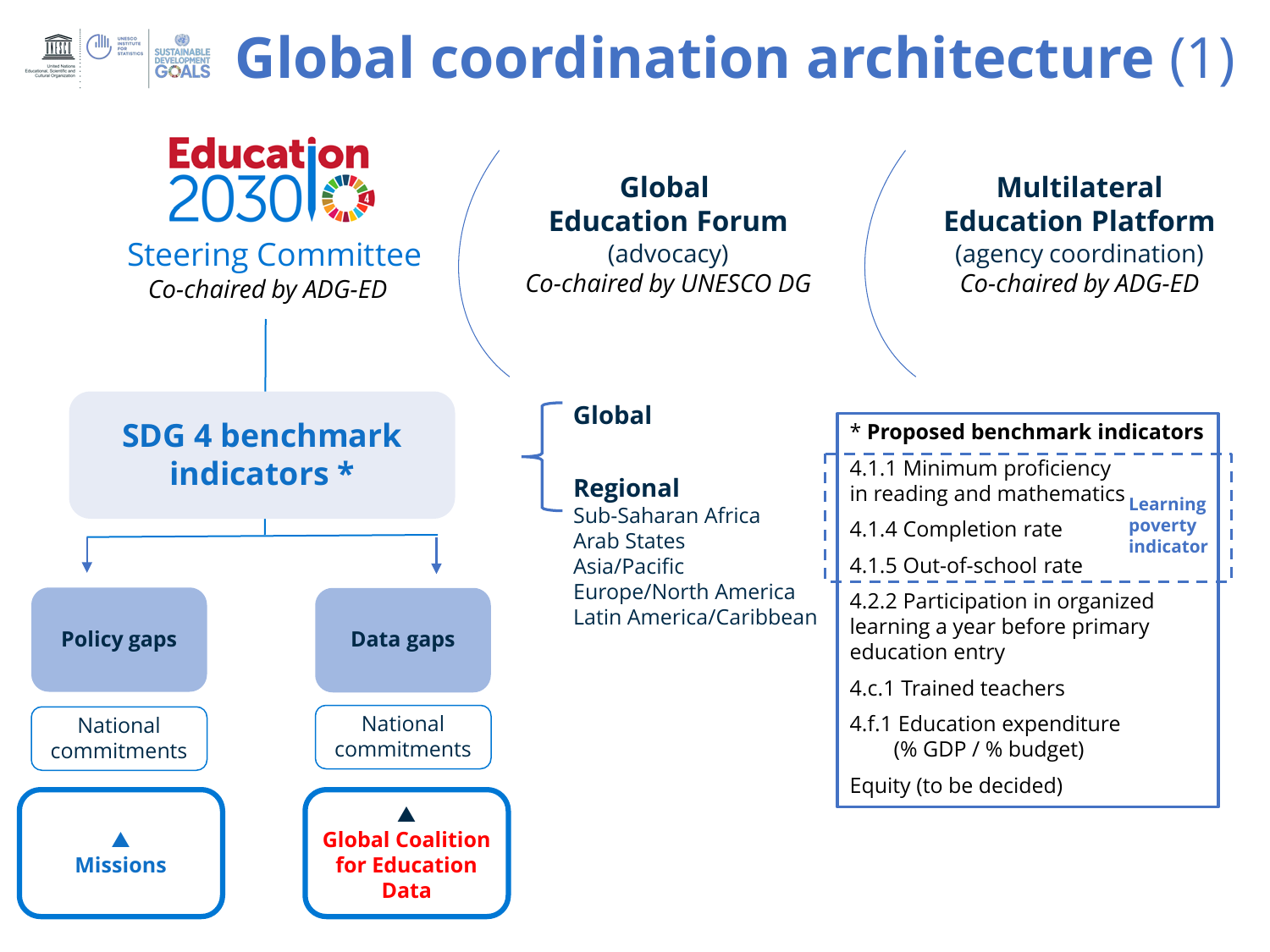# Global coordination architecture (1)

## Education 2030 Steering Committee

*Co-chaired by ADG-ED*

## Global Education Forum

(advocacy)

*Co-chaired by UNESCO DG*

## Multilateral Education Platform

(agency coordination)

*Co-chaired by ADG-ED*

---

**SDG 4 benchmark indicators ***

- **Global**
- **Regional**
  - Sub-Saharan Africa
  - Arab States
  - Asia/Pacific
  - Europe/North America
  - Latin America/Caribbean

**Policy gaps**

- National commitments
- ▲ **Missions**

**Data gaps**

- National commitments
- ▲ **Global Coalition for Education Data**

---

**\* Proposed benchmark indicators**

**Learning poverty indicator:**

- 4.1.1 Minimum proficiency in reading and mathematics
- 4.1.4 Completion rate
- 4.1.5 Out-of-school rate

**Other indicators:**

- 4.2.2 Participation in organized learning a year before primary education entry
- 4.c.1 Trained teachers
- 4.f.1 Education expenditure (% GDP / % budget)
- Equity (to be decided)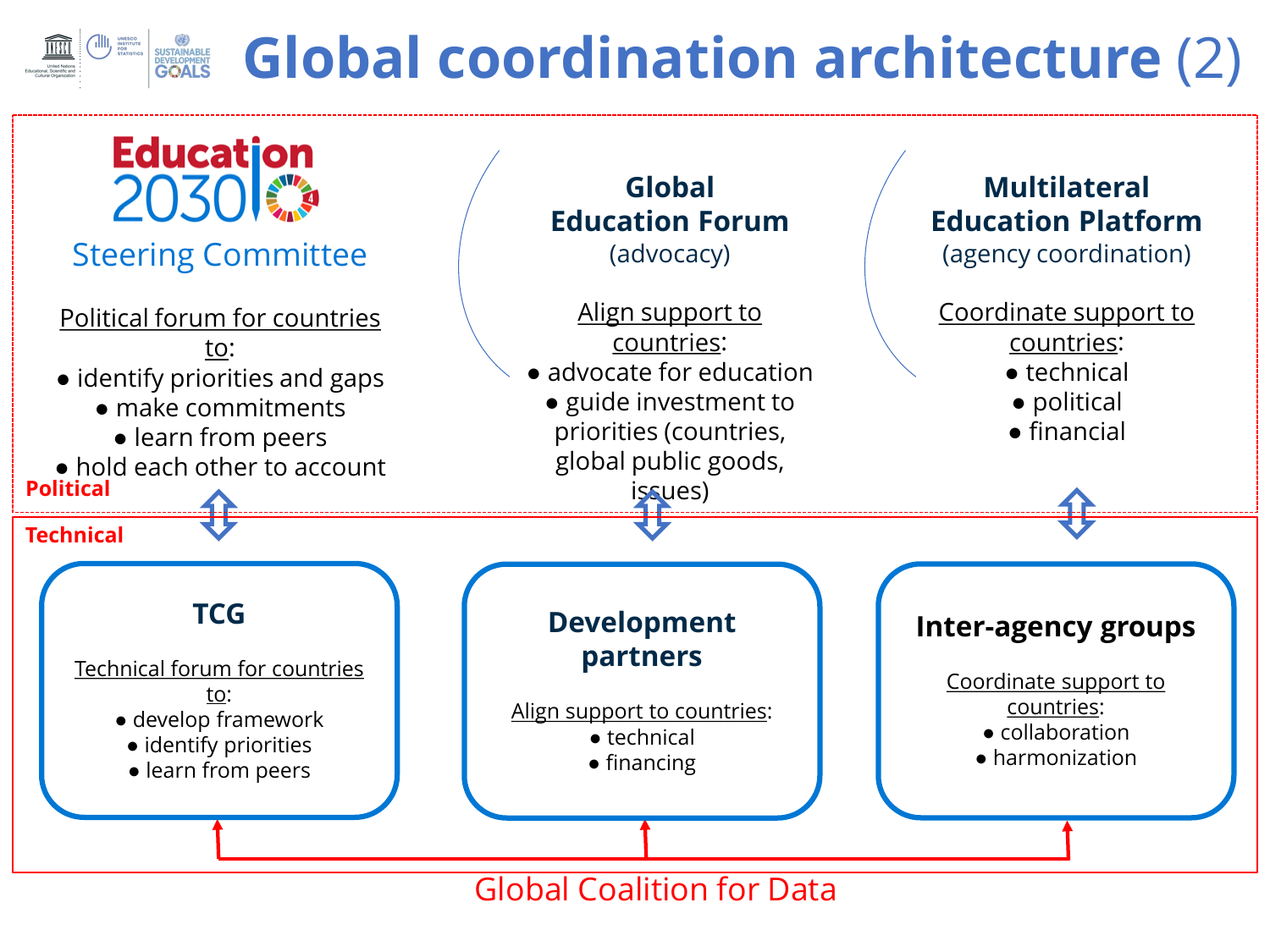# Global coordination architecture (2)

**Political**

## Education 2030 Steering Committee

Political forum for countries to:

- identify priorities and gaps
- make commitments
- learn from peers
- hold each other to account

## Global Education Forum

(advocacy)

Align support to countries:

- advocate for education
- guide investment to priorities (countries, global public goods, issues)

## Multilateral Education Platform

(agency coordination)

Coordinate support to countries:

- technical
- political
- financial

**Technical**

## TCG

Technical forum for countries to:

- develop framework
- identify priorities
- learn from peers

## Development partners

Align support to countries:

- technical
- financing

## Inter-agency groups

Coordinate support to countries:

- collaboration
- harmonization

Global Coalition for Data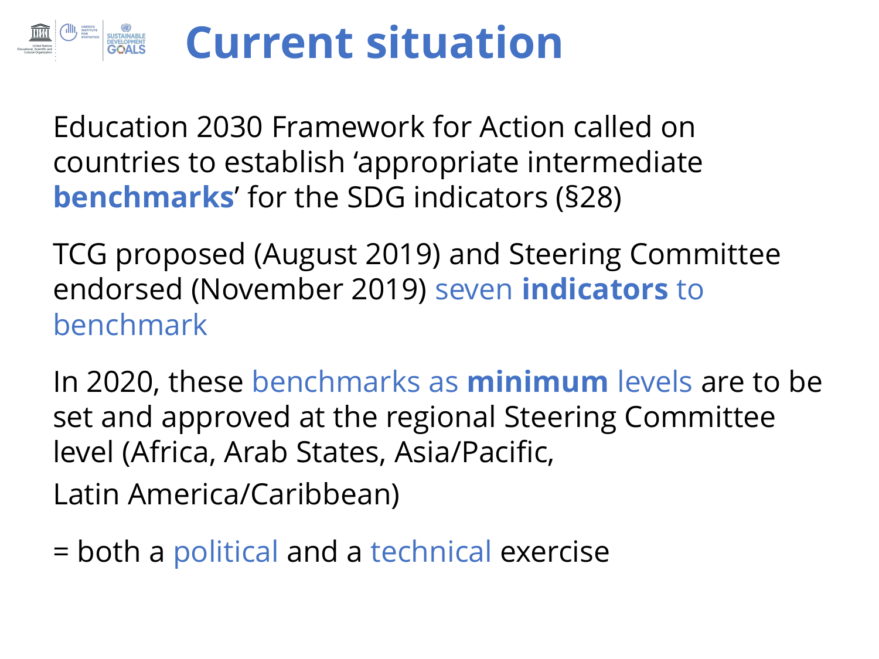# Current situation

Education 2030 Framework for Action called on countries to establish 'appropriate intermediate **benchmarks**' for the SDG indicators (§28)

TCG proposed (August 2019) and Steering Committee endorsed (November 2019) seven **indicators** to benchmark

In 2020, these benchmarks as **minimum** levels are to be set and approved at the regional Steering Committee level (Africa, Arab States, Asia/Pacific,

Latin America/Caribbean)

= both a political and a technical exercise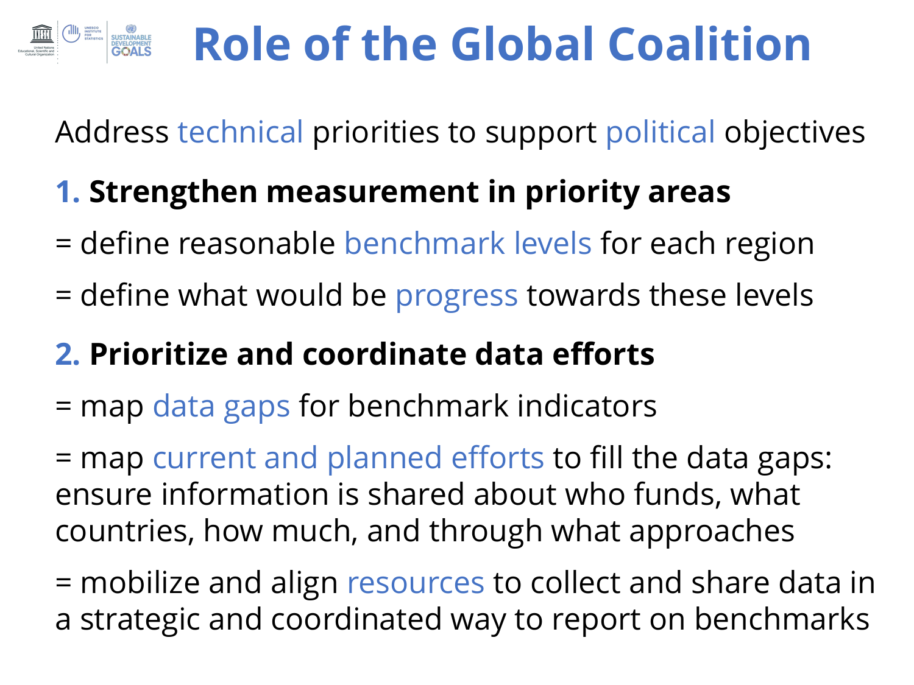# Role of the Global Coalition

Address technical priorities to support political objectives

**1. Strengthen measurement in priority areas**

= define reasonable benchmark levels for each region

= define what would be progress towards these levels

**2. Prioritize and coordinate data efforts**

= map data gaps for benchmark indicators

= map current and planned efforts to fill the data gaps: ensure information is shared about who funds, what countries, how much, and through what approaches

= mobilize and align resources to collect and share data in a strategic and coordinated way to report on benchmarks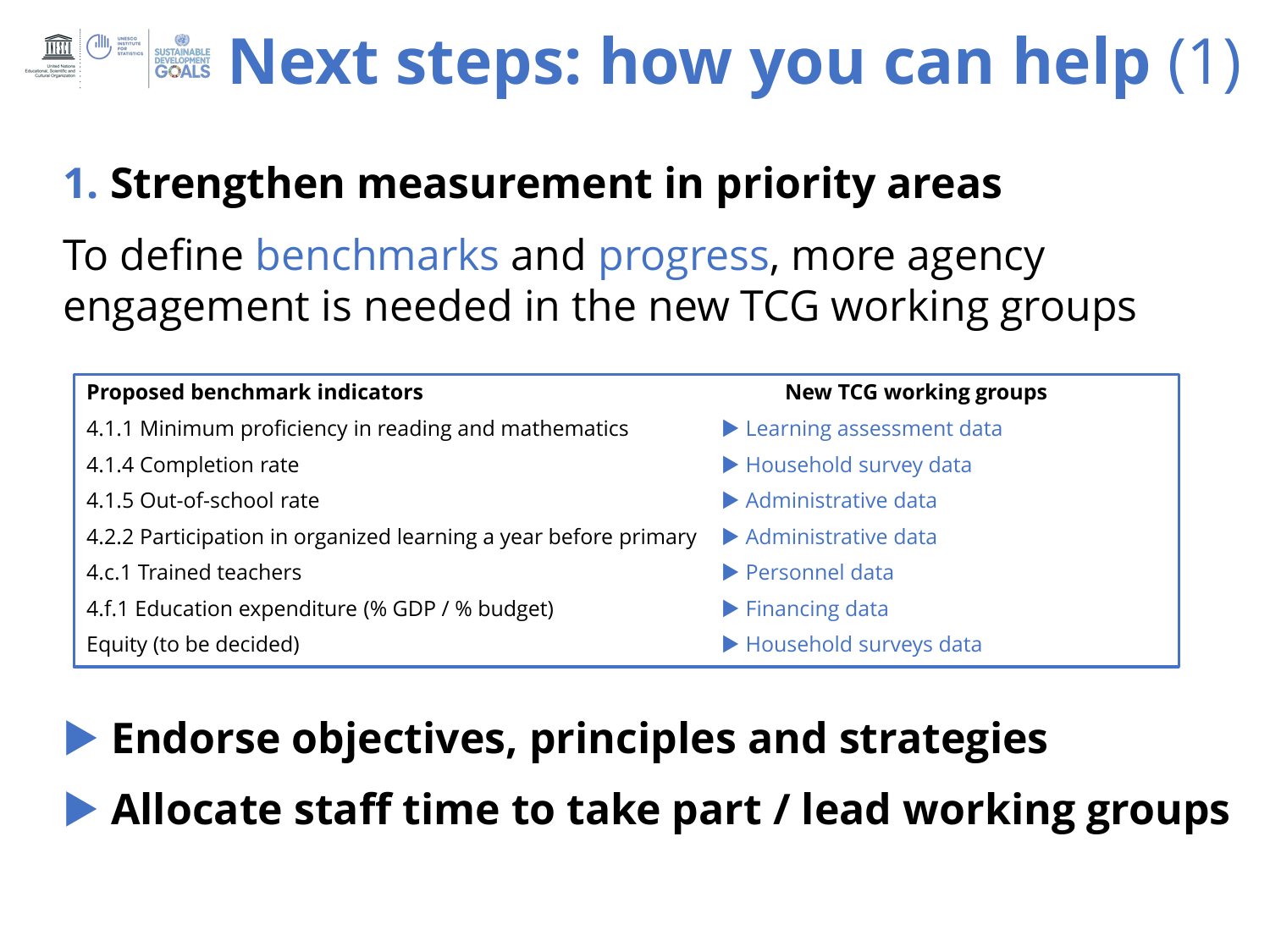# Next steps: how you can help (1)

## 1. Strengthen measurement in priority areas

To define benchmarks and progress, more agency engagement is needed in the new TCG working groups

| Proposed benchmark indicators | New TCG working groups |
|---|---|
| 4.1.1 Minimum proficiency in reading and mathematics | ▶ Learning assessment data |
| 4.1.4 Completion rate | ▶ Household survey data |
| 4.1.5 Out-of-school rate | ▶ Administrative data |
| 4.2.2 Participation in organized learning a year before primary | ▶ Administrative data |
| 4.c.1 Trained teachers | ▶ Personnel data |
| 4.f.1 Education expenditure (% GDP / % budget) | ▶ Financing data |
| Equity (to be decided) | ▶ Household surveys data |

- **Endorse objectives, principles and strategies**
- **Allocate staff time to take part / lead working groups**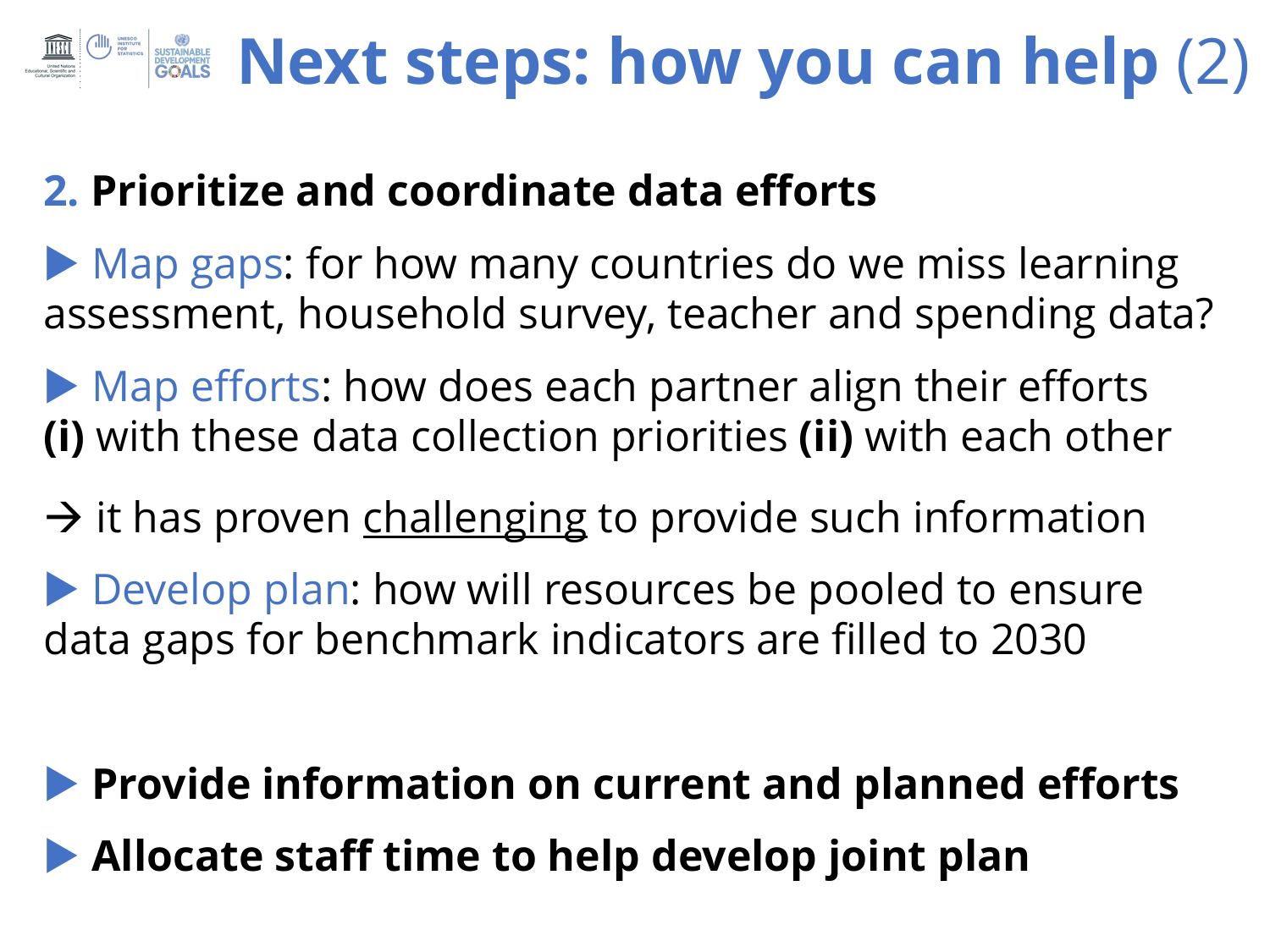# Next steps: how you can help (2)

## 2. Prioritize and coordinate data efforts

▶ Map gaps: for how many countries do we miss learning assessment, household survey, teacher and spending data?

▶ Map efforts: how does each partner align their efforts **(i)** with these data collection priorities **(ii)** with each other

→ it has proven <u>challenging</u> to provide such information

▶ Develop plan: how will resources be pooled to ensure data gaps for benchmark indicators are filled to 2030

▶ **Provide information on current and planned efforts**

▶ **Allocate staff time to help develop joint plan**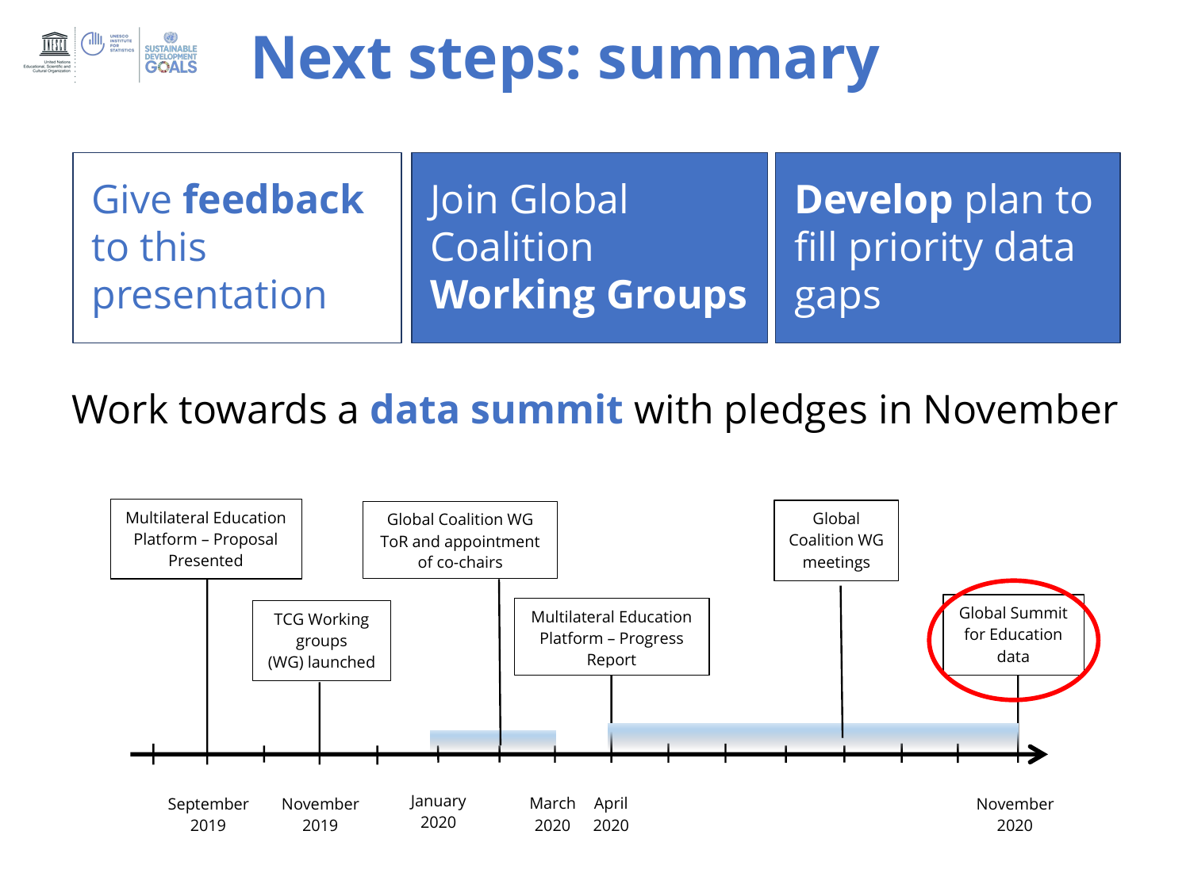# Next steps: summary

- Give **feedback** to this presentation
- Join Global Coalition **Working Groups**
- **Develop** plan to fill priority data gaps

Work towards a **data summit** with pledges in November

- September 2019: Multilateral Education Platform – Proposal Presented
- November 2019: TCG Working groups (WG) launched
- January 2020 – March 2020: Global Coalition WG ToR and appointment of co-chairs
- April 2020: Multilateral Education Platform – Progress Report
- April 2020 – November 2020: Global Coalition WG meetings
- November 2020: Global Summit for Education data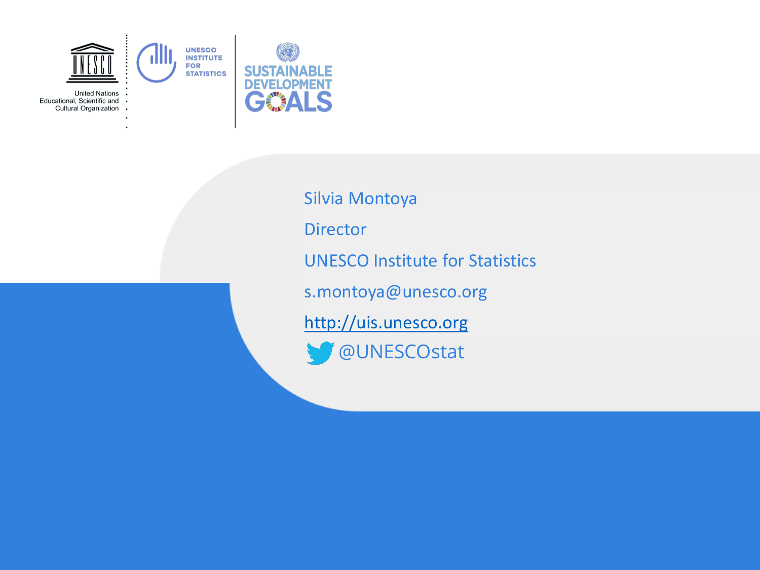United Nations Educational, Scientific and Cultural Organization

UNESCO INSTITUTE FOR STATISTICS

SUSTAINABLE DEVELOPMENT GOALS

Silvia Montoya

Director

UNESCO Institute for Statistics

s.montoya@unesco.org

http://uis.unesco.org

@UNESCOstat